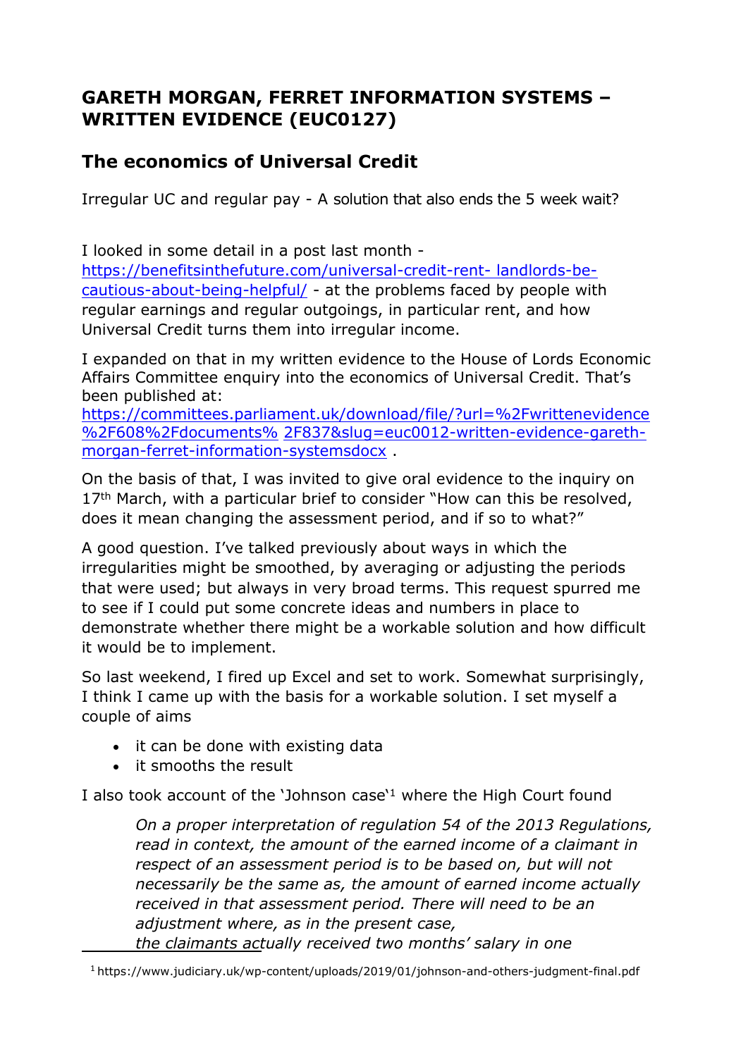# GARETH MORGAN, FERRET INFORMATION SYSTEMS – WRITTEN EVIDENCE (EUC0127)

## The economics of Universal Credit

Irregular UC and regular pay - A solution that also ends the 5 week wait?

I looked in some detail in a post last month - https://benefitsinthefuture.com/universal-credit-rent- landlords-be-cautious-about-being-helpful/ - at the problems faced by people with regular earnings and regular outgoings, in particular rent, and how Universal Credit turns them into irregular income.

I expanded on that in my written evidence to the House of Lords Economic Affairs Committee enquiry into the economics of Universal Credit. That's been published at: https://committees.parliament.uk/download/file/?url=%2Fwrittenevidence%2F608%2Fdocuments% 2F837&slug=euc0012-written-evidence-gareth-morgan-ferret-information-systemsdocx .

On the basis of that, I was invited to give oral evidence to the inquiry on 17th March, with a particular brief to consider "How can this be resolved, does it mean changing the assessment period, and if so to what?"

A good question. I've talked previously about ways in which the irregularities might be smoothed, by averaging or adjusting the periods that were used; but always in very broad terms. This request spurred me to see if I could put some concrete ideas and numbers in place to demonstrate whether there might be a workable solution and how difficult it would be to implement.

So last weekend, I fired up Excel and set to work. Somewhat surprisingly, I think I came up with the basis for a workable solution. I set myself a couple of aims

- it can be done with existing data
- it smooths the result

I also took account of the 'Johnson case'[1] where the High Court found

> *On a proper interpretation of regulation 54 of the 2013 Regulations, read in context, the amount of the earned income of a claimant in respect of an assessment period is to be based on, but will not necessarily be the same as, the amount of earned income actually received in that assessment period. There will need to be an adjustment where, as in the present case, the claimants actually received two months' salary in one*

[1] https://www.judiciary.uk/wp-content/uploads/2019/01/johnson-and-others-judgment-final.pdf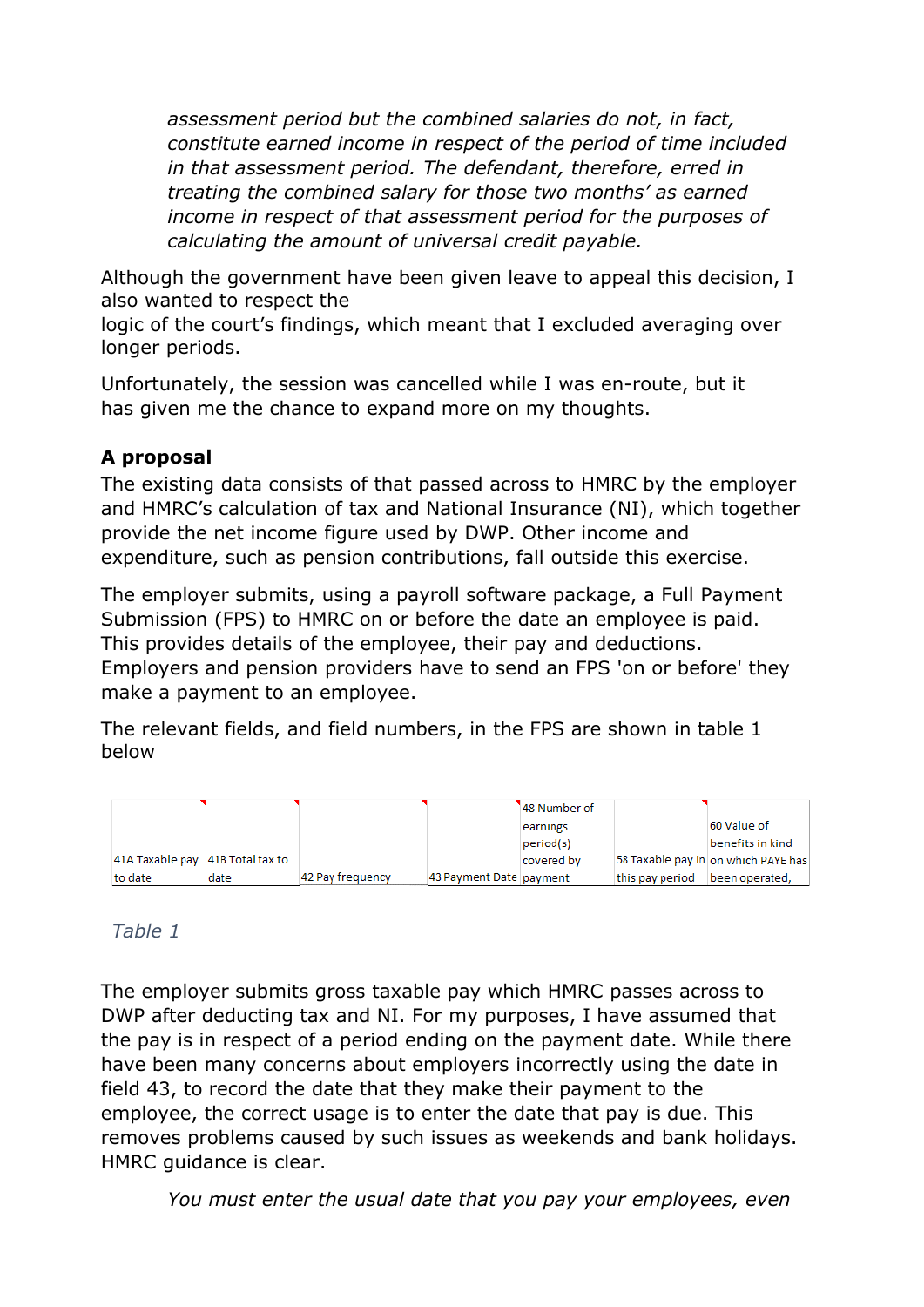*assessment period but the combined salaries do not, in fact, constitute earned income in respect of the period of time included in that assessment period. The defendant, therefore, erred in treating the combined salary for those two months' as earned income in respect of that assessment period for the purposes of calculating the amount of universal credit payable.*

Although the government have been given leave to appeal this decision, I also wanted to respect the logic of the court's findings, which meant that I excluded averaging over longer periods.

Unfortunately, the session was cancelled while I was en-route, but it has given me the chance to expand more on my thoughts.

### A proposal

The existing data consists of that passed across to HMRC by the employer and HMRC's calculation of tax and National Insurance (NI), which together provide the net income figure used by DWP. Other income and expenditure, such as pension contributions, fall outside this exercise.

The employer submits, using a payroll software package, a Full Payment Submission (FPS) to HMRC on or before the date an employee is paid. This provides details of the employee, their pay and deductions. Employers and pension providers have to send an FPS 'on or before' they make a payment to an employee.

The relevant fields, and field numbers, in the FPS are shown in table 1 below

| 41A Taxable pay to date | 41B Total tax to date | 42 Pay frequency | 43 Payment Date | 48 Number of earnings period(s) covered by payment | 58 Taxable pay in this pay period | 60 Value of benefits in kind on which PAYE has been operated, |
|---|---|---|---|---|---|---|

*Table 1*

The employer submits gross taxable pay which HMRC passes across to DWP after deducting tax and NI. For my purposes, I have assumed that the pay is in respect of a period ending on the payment date. While there have been many concerns about employers incorrectly using the date in field 43, to record the date that they make their payment to the employee, the correct usage is to enter the date that pay is due. This removes problems caused by such issues as weekends and bank holidays. HMRC guidance is clear.

*You must enter the usual date that you pay your employees, even*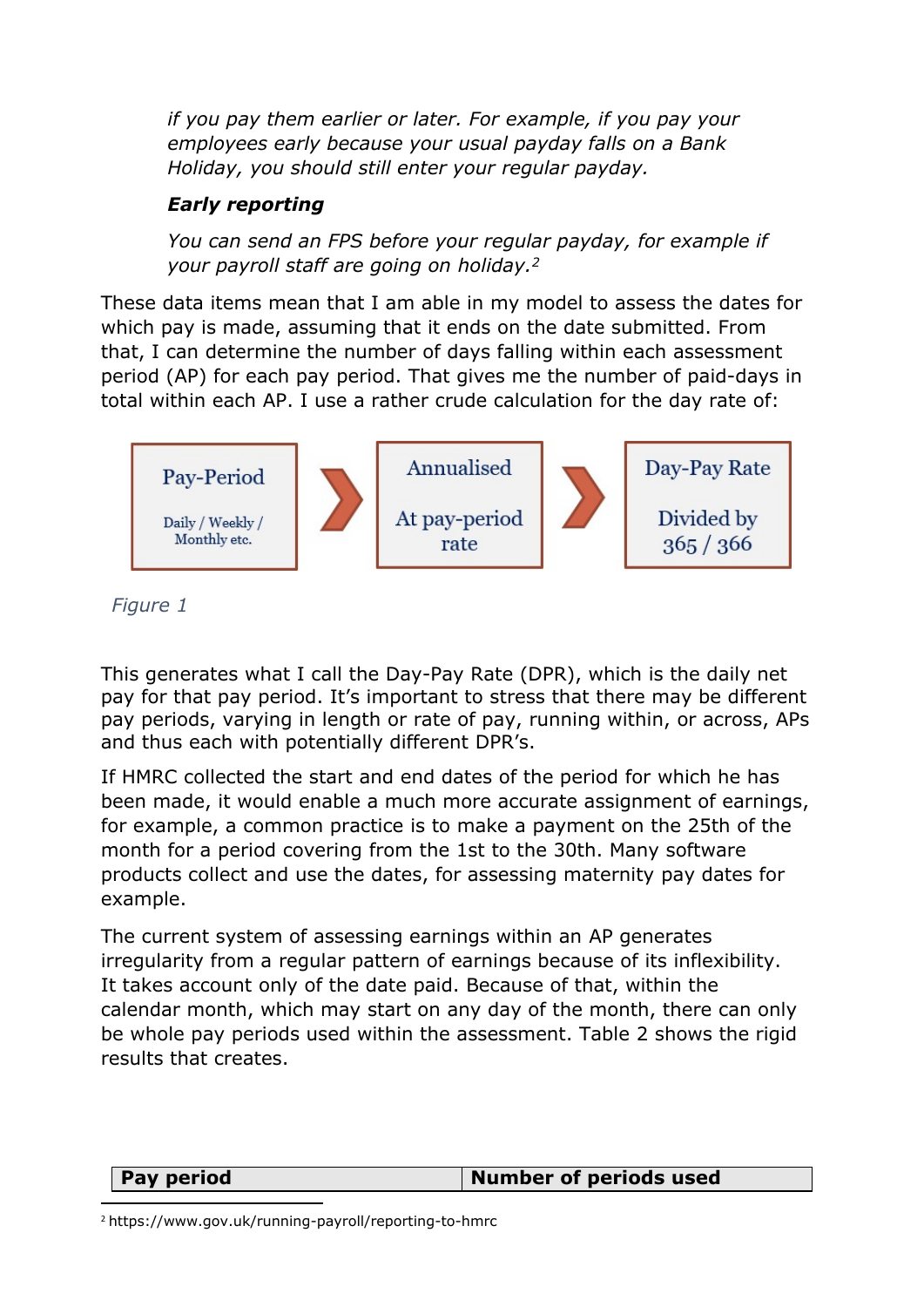*if you pay them earlier or later. For example, if you pay your employees early because your usual payday falls on a Bank Holiday, you should still enter your regular payday.*

***Early reporting***

*You can send an FPS before your regular payday, for example if your payroll staff are going on holiday.*[2]

These data items mean that I am able in my model to assess the dates for which pay is made, assuming that it ends on the date submitted. From that, I can determine the number of days falling within each assessment period (AP) for each pay period. That gives me the number of paid-days in total within each AP. I use a rather crude calculation for the day rate of:

Pay-Period (Daily / Weekly / Monthly etc.) → Annualised (At pay-period rate) → Day-Pay Rate (Divided by 365 / 366)

*Figure 1*

This generates what I call the Day-Pay Rate (DPR), which is the daily net pay for that pay period. It's important to stress that there may be different pay periods, varying in length or rate of pay, running within, or across, APs and thus each with potentially different DPR's.

If HMRC collected the start and end dates of the period for which he has been made, it would enable a much more accurate assignment of earnings, for example, a common practice is to make a payment on the 25th of the month for a period covering from the 1st to the 30th. Many software products collect and use the dates, for assessing maternity pay dates for example.

The current system of assessing earnings within an AP generates irregularity from a regular pattern of earnings because of its inflexibility. It takes account only of the date paid. Because of that, within the calendar month, which may start on any day of the month, there can only be whole pay periods used within the assessment. Table 2 shows the rigid results that creates.

| Pay period | Number of periods used |
|---|---|

[2] https://www.gov.uk/running-payroll/reporting-to-hmrc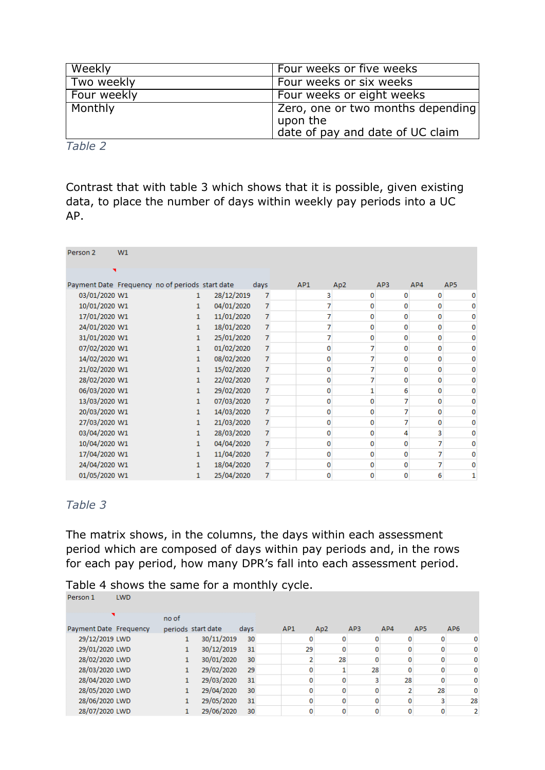| Weekly | Four weeks or five weeks |
|---|---|
| Two weekly | Four weeks or six weeks |
| Four weekly | Four weeks or eight weeks |
| Monthly | Zero, one or two months depending upon the date of pay and date of UC claim |

*Table 2*

Contrast that with table 3 which shows that it is possible, given existing data, to place the number of days within weekly pay periods into a UC AP.

Person 2 W1

| Payment Date | Frequency | no of periods | start date | days | AP1 | Ap2 | AP3 | AP4 | AP5 |
|---|---|---|---|---|---|---|---|---|---|
| 03/01/2020 | W1 | 1 | 28/12/2019 | 7 | 3 | 0 | 0 | 0 | 0 |
| 10/01/2020 | W1 | 1 | 04/01/2020 | 7 | 7 | 0 | 0 | 0 | 0 |
| 17/01/2020 | W1 | 1 | 11/01/2020 | 7 | 7 | 0 | 0 | 0 | 0 |
| 24/01/2020 | W1 | 1 | 18/01/2020 | 7 | 7 | 0 | 0 | 0 | 0 |
| 31/01/2020 | W1 | 1 | 25/01/2020 | 7 | 7 | 0 | 0 | 0 | 0 |
| 07/02/2020 | W1 | 1 | 01/02/2020 | 7 | 0 | 7 | 0 | 0 | 0 |
| 14/02/2020 | W1 | 1 | 08/02/2020 | 7 | 0 | 7 | 0 | 0 | 0 |
| 21/02/2020 | W1 | 1 | 15/02/2020 | 7 | 0 | 7 | 0 | 0 | 0 |
| 28/02/2020 | W1 | 1 | 22/02/2020 | 7 | 0 | 7 | 0 | 0 | 0 |
| 06/03/2020 | W1 | 1 | 29/02/2020 | 7 | 0 | 1 | 6 | 0 | 0 |
| 13/03/2020 | W1 | 1 | 07/03/2020 | 7 | 0 | 0 | 7 | 0 | 0 |
| 20/03/2020 | W1 | 1 | 14/03/2020 | 7 | 0 | 0 | 7 | 0 | 0 |
| 27/03/2020 | W1 | 1 | 21/03/2020 | 7 | 0 | 0 | 7 | 0 | 0 |
| 03/04/2020 | W1 | 1 | 28/03/2020 | 7 | 0 | 0 | 4 | 3 | 0 |
| 10/04/2020 | W1 | 1 | 04/04/2020 | 7 | 0 | 0 | 0 | 7 | 0 |
| 17/04/2020 | W1 | 1 | 11/04/2020 | 7 | 0 | 0 | 0 | 7 | 0 |
| 24/04/2020 | W1 | 1 | 18/04/2020 | 7 | 0 | 0 | 0 | 7 | 0 |
| 01/05/2020 | W1 | 1 | 25/04/2020 | 7 | 0 | 0 | 0 | 6 | 1 |

*Table 3*

The matrix shows, in the columns, the days within each assessment period which are composed of days within pay periods and, in the rows for each pay period, how many DPR's fall into each assessment period.

Table 4 shows the same for a monthly cycle.

Person 1 LWD

| Payment Date | Frequency | no of periods | start date | days | AP1 | Ap2 | AP3 | AP4 | AP5 | AP6 |
|---|---|---|---|---|---|---|---|---|---|---|
| 29/12/2019 | LWD | 1 | 30/11/2019 | 30 | 0 | 0 | 0 | 0 | 0 | 0 |
| 29/01/2020 | LWD | 1 | 30/12/2019 | 31 | 29 | 0 | 0 | 0 | 0 | 0 |
| 28/02/2020 | LWD | 1 | 30/01/2020 | 30 | 2 | 28 | 0 | 0 | 0 | 0 |
| 28/03/2020 | LWD | 1 | 29/02/2020 | 29 | 0 | 1 | 28 | 0 | 0 | 0 |
| 28/04/2020 | LWD | 1 | 29/03/2020 | 31 | 0 | 0 | 3 | 28 | 0 | 0 |
| 28/05/2020 | LWD | 1 | 29/04/2020 | 30 | 0 | 0 | 0 | 2 | 28 | 0 |
| 28/06/2020 | LWD | 1 | 29/05/2020 | 31 | 0 | 0 | 0 | 0 | 3 | 28 |
| 28/07/2020 | LWD | 1 | 29/06/2020 | 30 | 0 | 0 | 0 | 0 | 0 | 2 |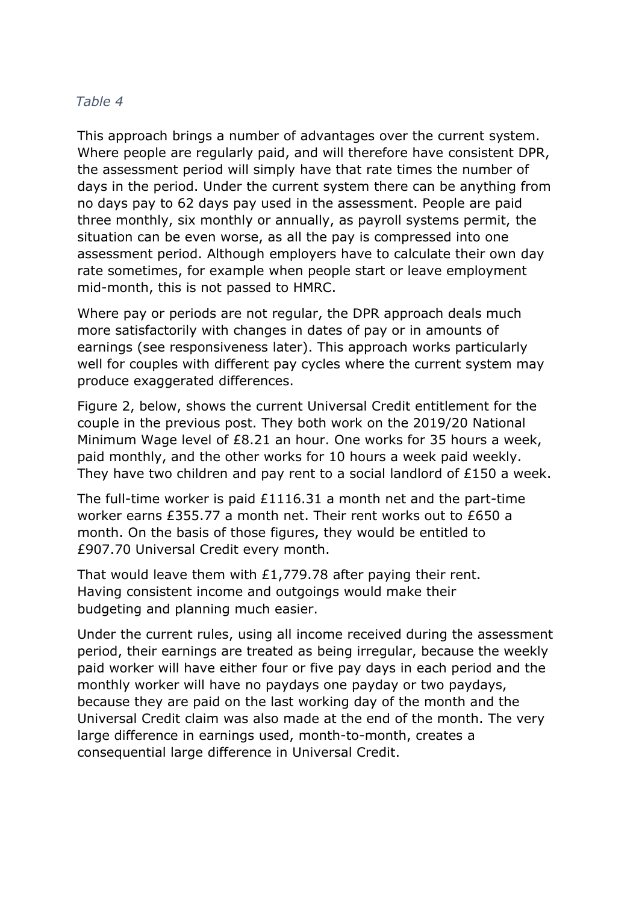*Table 4*

This approach brings a number of advantages over the current system. Where people are regularly paid, and will therefore have consistent DPR, the assessment period will simply have that rate times the number of days in the period. Under the current system there can be anything from no days pay to 62 days pay used in the assessment. People are paid three monthly, six monthly or annually, as payroll systems permit, the situation can be even worse, as all the pay is compressed into one assessment period. Although employers have to calculate their own day rate sometimes, for example when people start or leave employment mid-month, this is not passed to HMRC.

Where pay or periods are not regular, the DPR approach deals much more satisfactorily with changes in dates of pay or in amounts of earnings (see responsiveness later). This approach works particularly well for couples with different pay cycles where the current system may produce exaggerated differences.

Figure 2, below, shows the current Universal Credit entitlement for the couple in the previous post. They both work on the 2019/20 National Minimum Wage level of £8.21 an hour. One works for 35 hours a week, paid monthly, and the other works for 10 hours a week paid weekly. They have two children and pay rent to a social landlord of £150 a week.

The full-time worker is paid £1116.31 a month net and the part-time worker earns £355.77 a month net. Their rent works out to £650 a month. On the basis of those figures, they would be entitled to £907.70 Universal Credit every month.

That would leave them with £1,779.78 after paying their rent. Having consistent income and outgoings would make their budgeting and planning much easier.

Under the current rules, using all income received during the assessment period, their earnings are treated as being irregular, because the weekly paid worker will have either four or five pay days in each period and the monthly worker will have no paydays one payday or two paydays, because they are paid on the last working day of the month and the Universal Credit claim was also made at the end of the month. The very large difference in earnings used, month-to-month, creates a consequential large difference in Universal Credit.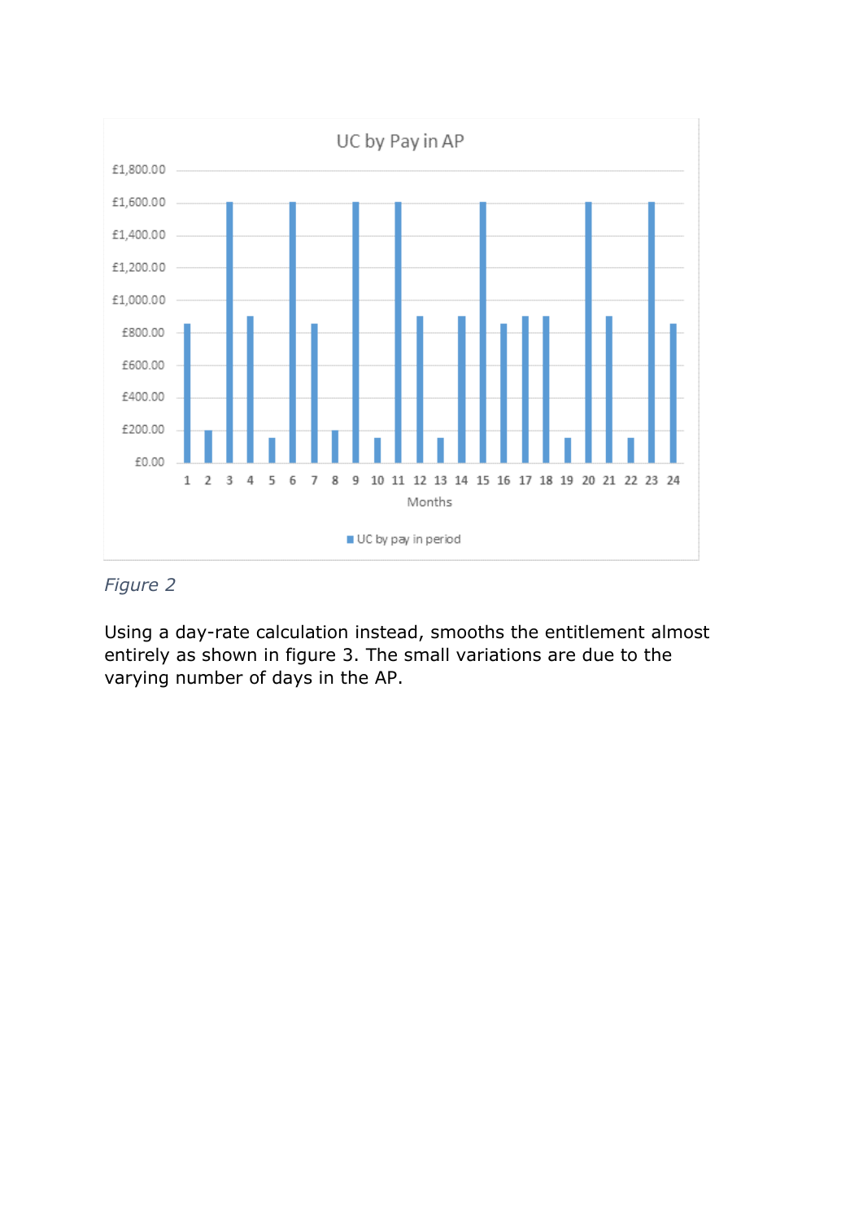*Figure 2*

Using a day-rate calculation instead, smooths the entitlement almost entirely as shown in figure 3. The small variations are due to the varying number of days in the AP.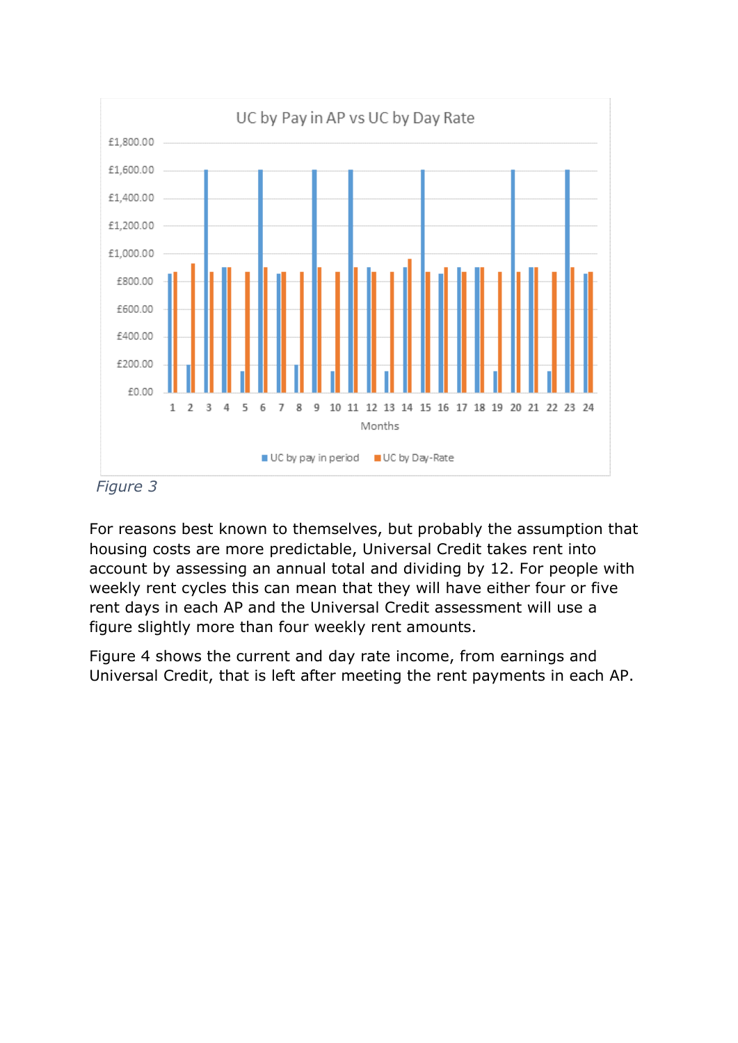Figure 3

For reasons best known to themselves, but probably the assumption that housing costs are more predictable, Universal Credit takes rent into account by assessing an annual total and dividing by 12. For people with weekly rent cycles this can mean that they will have either four or five rent days in each AP and the Universal Credit assessment will use a figure slightly more than four weekly rent amounts.

Figure 4 shows the current and day rate income, from earnings and Universal Credit, that is left after meeting the rent payments in each AP.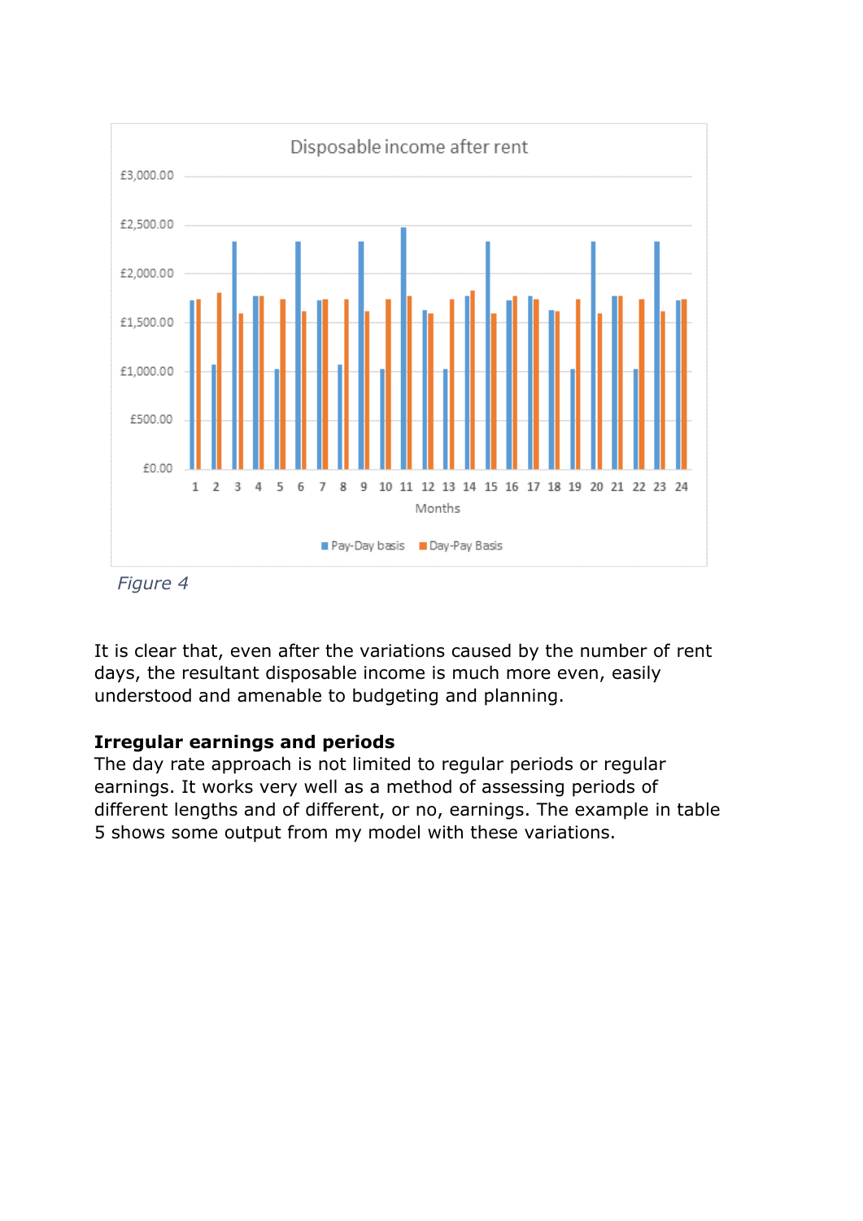Figure 4

It is clear that, even after the variations caused by the number of rent days, the resultant disposable income is much more even, easily understood and amenable to budgeting and planning.

**Irregular earnings and periods**

The day rate approach is not limited to regular periods or regular earnings. It works very well as a method of assessing periods of different lengths and of different, or no, earnings. The example in table 5 shows some output from my model with these variations.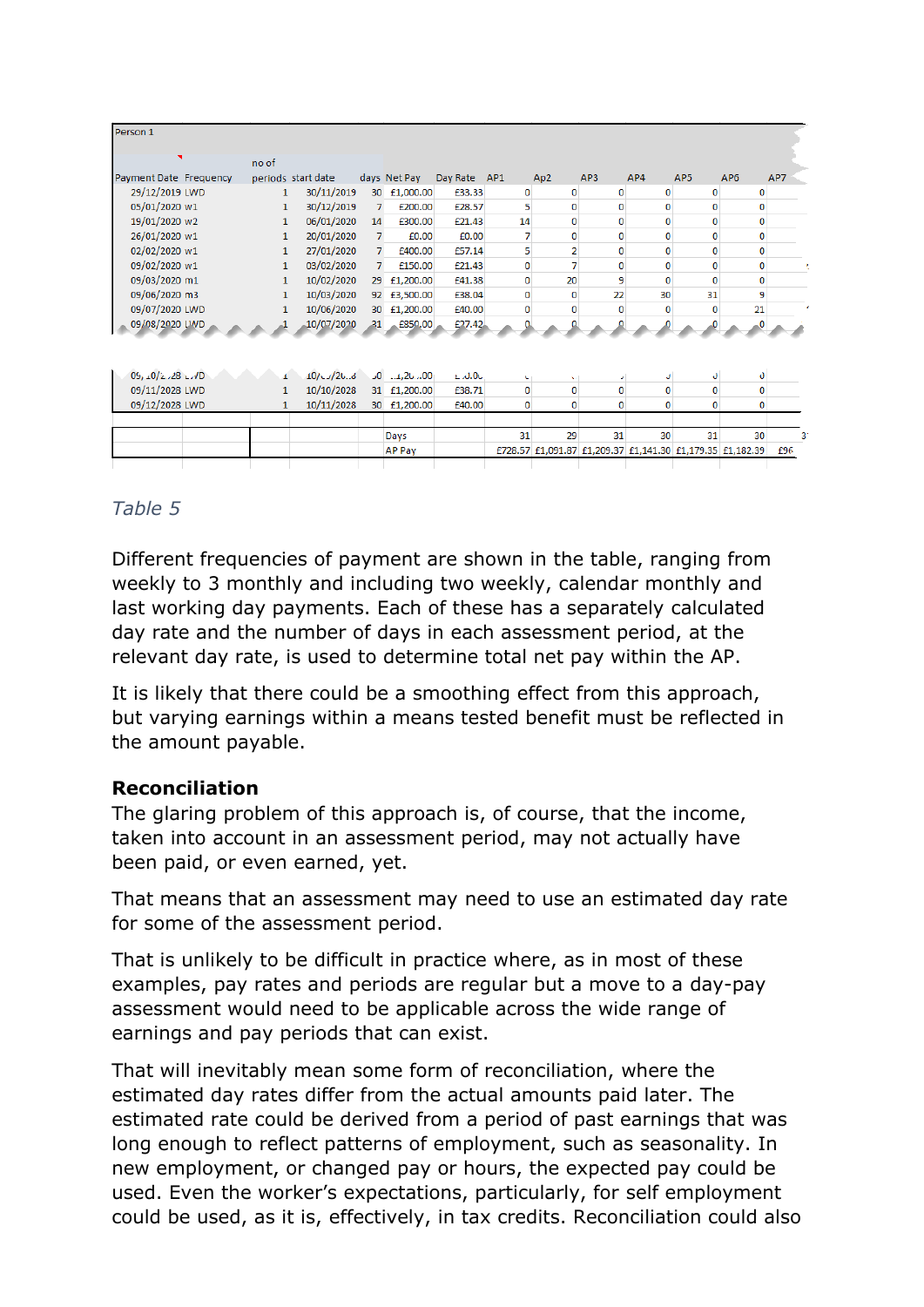| Person 1 | | | | | | | | | | | | | |
|---|---|---|---|---|---|---|---|---|---|---|---|---|---|
| Payment Date | Frequency | no of periods | start date | days | Net Pay | Day Rate | AP1 | Ap2 | AP3 | AP4 | AP5 | AP6 | AP7 |
| 29/12/2019 | LWD | 1 | 30/11/2019 | 30 | £1,000.00 | £33.33 | 0 | 0 | 0 | 0 | 0 | 0 | |
| 05/01/2020 | w1 | 1 | 30/12/2019 | 7 | £200.00 | £28.57 | 5 | 0 | 0 | 0 | 0 | 0 | |
| 19/01/2020 | w2 | 1 | 06/01/2020 | 14 | £300.00 | £21.43 | 14 | 0 | 0 | 0 | 0 | 0 | |
| 26/01/2020 | w1 | 1 | 20/01/2020 | 7 | £0.00 | £0.00 | 7 | 0 | 0 | 0 | 0 | 0 | |
| 02/02/2020 | w1 | 1 | 27/01/2020 | 7 | £400.00 | £57.14 | 5 | 2 | 0 | 0 | 0 | 0 | |
| 09/02/2020 | w1 | 1 | 03/02/2020 | 7 | £150.00 | £21.43 | 0 | 7 | 0 | 0 | 0 | 0 | |
| 09/03/2020 | m1 | 1 | 10/02/2020 | 29 | £1,200.00 | £41.38 | 0 | 20 | 9 | 0 | 0 | 0 | |
| 09/06/2020 | m3 | 1 | 10/03/2020 | 92 | £3,500.00 | £38.04 | 0 | 0 | 22 | 30 | 31 | 9 | |
| 09/07/2020 | LWD | 1 | 10/06/2020 | 30 | £1,200.00 | £40.00 | 0 | 0 | 0 | 0 | 0 | 21 | |
| 09/08/2020 | LWD | 1 | 10/07/2020 | 31 | £850.00 | £27.42 | 0 | 0 | 0 | 0 | 0 | 0 | |
| 09/10/2028 | LWD | 1 | 10/09/2028 | 30 | £1,200.00 | £40.00 | 0 | 0 | 0 | 0 | 0 | 0 | |
| 09/11/2028 | LWD | 1 | 10/10/2028 | 31 | £1,200.00 | £38.71 | 0 | 0 | 0 | 0 | 0 | 0 | |
| 09/12/2028 | LWD | 1 | 10/11/2028 | 30 | £1,200.00 | £40.00 | 0 | 0 | 0 | 0 | 0 | 0 | |
| | | | | | Days | | 31 | 29 | 31 | 30 | 31 | 30 | 3 |
| | | | | | AP Pay | | £728.57 | £1,091.87 | £1,209.37 | £1,141.30 | £1,179.35 | £1,182.39 | £96 |

*Table 5*

Different frequencies of payment are shown in the table, ranging from weekly to 3 monthly and including two weekly, calendar monthly and last working day payments. Each of these has a separately calculated day rate and the number of days in each assessment period, at the relevant day rate, is used to determine total net pay within the AP.

It is likely that there could be a smoothing effect from this approach, but varying earnings within a means tested benefit must be reflected in the amount payable.

**Reconciliation**

The glaring problem of this approach is, of course, that the income, taken into account in an assessment period, may not actually have been paid, or even earned, yet.

That means that an assessment may need to use an estimated day rate for some of the assessment period.

That is unlikely to be difficult in practice where, as in most of these examples, pay rates and periods are regular but a move to a day-pay assessment would need to be applicable across the wide range of earnings and pay periods that can exist.

That will inevitably mean some form of reconciliation, where the estimated day rates differ from the actual amounts paid later. The estimated rate could be derived from a period of past earnings that was long enough to reflect patterns of employment, such as seasonality. In new employment, or changed pay or hours, the expected pay could be used. Even the worker's expectations, particularly, for self employment could be used, as it is, effectively, in tax credits. Reconciliation could also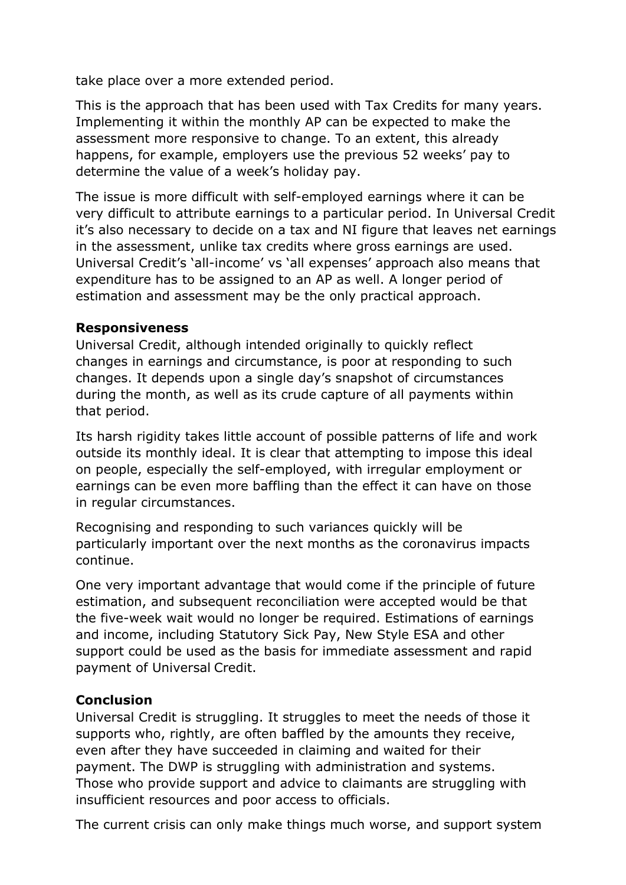take place over a more extended period.

This is the approach that has been used with Tax Credits for many years. Implementing it within the monthly AP can be expected to make the assessment more responsive to change. To an extent, this already happens, for example, employers use the previous 52 weeks' pay to determine the value of a week's holiday pay.

The issue is more difficult with self-employed earnings where it can be very difficult to attribute earnings to a particular period. In Universal Credit it's also necessary to decide on a tax and NI figure that leaves net earnings in the assessment, unlike tax credits where gross earnings are used. Universal Credit's 'all-income' vs 'all expenses' approach also means that expenditure has to be assigned to an AP as well. A longer period of estimation and assessment may be the only practical approach.

**Responsiveness**

Universal Credit, although intended originally to quickly reflect changes in earnings and circumstance, is poor at responding to such changes. It depends upon a single day's snapshot of circumstances during the month, as well as its crude capture of all payments within that period.

Its harsh rigidity takes little account of possible patterns of life and work outside its monthly ideal. It is clear that attempting to impose this ideal on people, especially the self-employed, with irregular employment or earnings can be even more baffling than the effect it can have on those in regular circumstances.

Recognising and responding to such variances quickly will be particularly important over the next months as the coronavirus impacts continue.

One very important advantage that would come if the principle of future estimation, and subsequent reconciliation were accepted would be that the five-week wait would no longer be required. Estimations of earnings and income, including Statutory Sick Pay, New Style ESA and other support could be used as the basis for immediate assessment and rapid payment of Universal Credit.

**Conclusion**

Universal Credit is struggling. It struggles to meet the needs of those it supports who, rightly, are often baffled by the amounts they receive, even after they have succeeded in claiming and waited for their payment. The DWP is struggling with administration and systems. Those who provide support and advice to claimants are struggling with insufficient resources and poor access to officials.

The current crisis can only make things much worse, and support system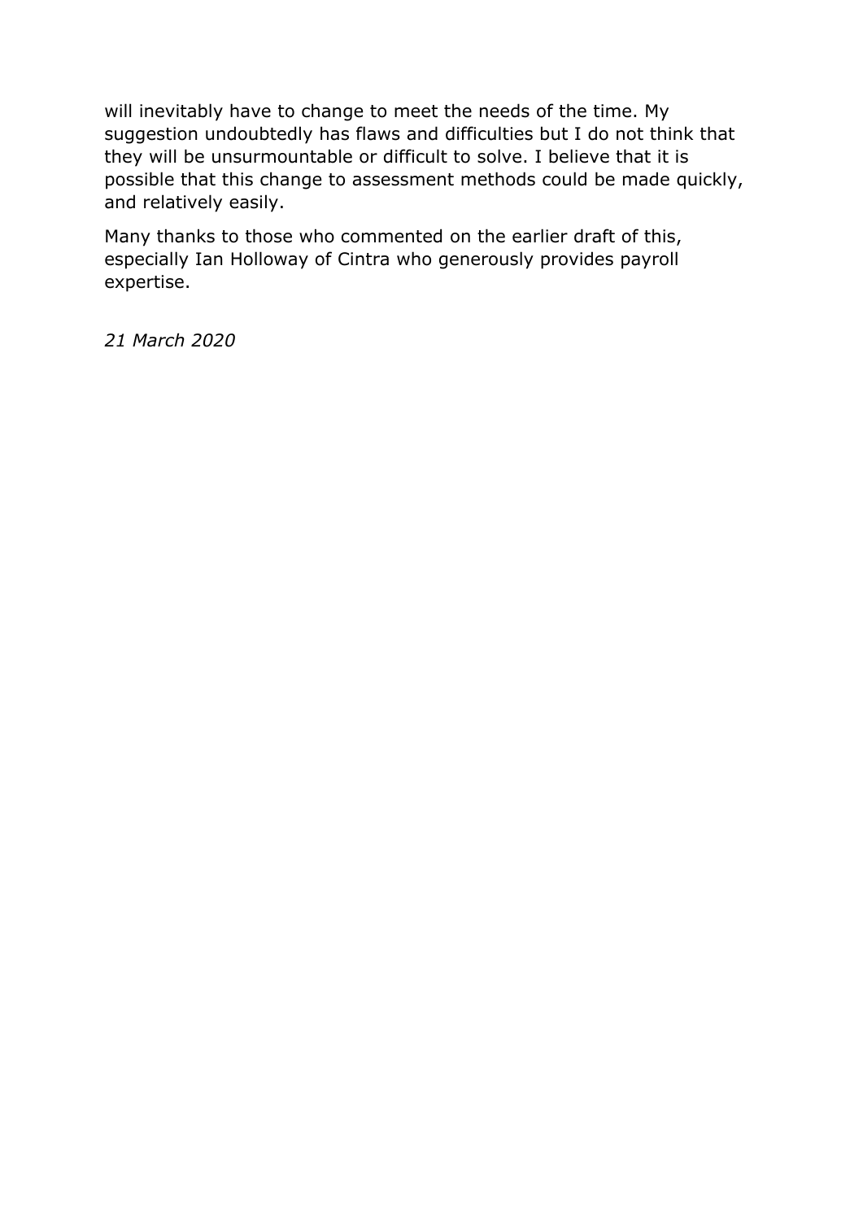will inevitably have to change to meet the needs of the time. My suggestion undoubtedly has flaws and difficulties but I do not think that they will be unsurmountable or difficult to solve. I believe that it is possible that this change to assessment methods could be made quickly, and relatively easily.

Many thanks to those who commented on the earlier draft of this, especially Ian Holloway of Cintra who generously provides payroll expertise.

*21 March 2020*